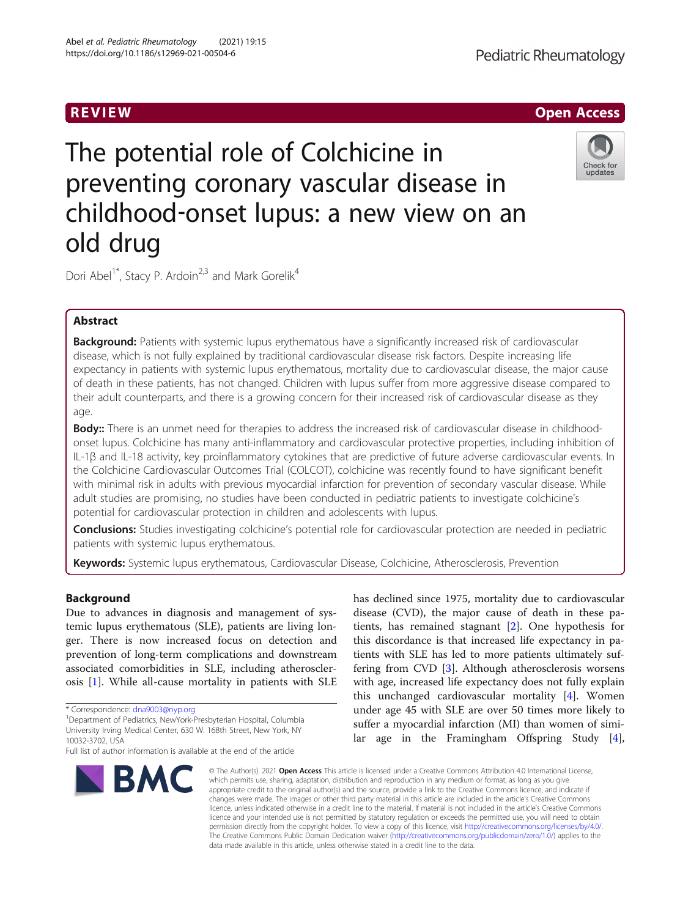REVIEW

Open Access

# The potential role of Colchicine in preventing coronary vascular disease in childhood-onset lupus: a new view on an old drug

Dori Abel[1*], Stacy P. Ardoin[2,3] and Mark Gorelik[4]

## Abstract

**Background:** Patients with systemic lupus erythematous have a significantly increased risk of cardiovascular disease, which is not fully explained by traditional cardiovascular disease risk factors. Despite increasing life expectancy in patients with systemic lupus erythematous, mortality due to cardiovascular disease, the major cause of death in these patients, has not changed. Children with lupus suffer from more aggressive disease compared to their adult counterparts, and there is a growing concern for their increased risk of cardiovascular disease as they age.

**Body::** There is an unmet need for therapies to address the increased risk of cardiovascular disease in childhood-onset lupus. Colchicine has many anti-inflammatory and cardiovascular protective properties, including inhibition of IL-1β and IL-18 activity, key proinflammatory cytokines that are predictive of future adverse cardiovascular events. In the Colchicine Cardiovascular Outcomes Trial (COLCOT), colchicine was recently found to have significant benefit with minimal risk in adults with previous myocardial infarction for prevention of secondary vascular disease. While adult studies are promising, no studies have been conducted in pediatric patients to investigate colchicine's potential for cardiovascular protection in children and adolescents with lupus.

**Conclusions:** Studies investigating colchicine's potential role for cardiovascular protection are needed in pediatric patients with systemic lupus erythematous.

**Keywords:** Systemic lupus erythematous, Cardiovascular Disease, Colchicine, Atherosclerosis, Prevention

## Background

Due to advances in diagnosis and management of systemic lupus erythematous (SLE), patients are living longer. There is now increased focus on detection and prevention of long-term complications and downstream associated comorbidities in SLE, including atherosclerosis [1]. While all-cause mortality in patients with SLE has declined since 1975, mortality due to cardiovascular disease (CVD), the major cause of death in these patients, has remained stagnant [2]. One hypothesis for this discordance is that increased life expectancy in patients with SLE has led to more patients ultimately suffering from CVD [3]. Although atherosclerosis worsens with age, increased life expectancy does not fully explain this unchanged cardiovascular mortality [4]. Women under age 45 with SLE are over 50 times more likely to suffer a myocardial infarction (MI) than women of similar age in the Framingham Offspring Study [4],

\* Correspondence: dna9003@nyp.org

[1]Department of Pediatrics, NewYork-Presbyterian Hospital, Columbia University Irving Medical Center, 630 W. 168th Street, New York, NY 10032-3702, USA

Full list of author information is available at the end of the article

© The Author(s). 2021 **Open Access** This article is licensed under a Creative Commons Attribution 4.0 International License, which permits use, sharing, adaptation, distribution and reproduction in any medium or format, as long as you give appropriate credit to the original author(s) and the source, provide a link to the Creative Commons licence, and indicate if changes were made. The images or other third party material in this article are included in the article's Creative Commons licence, unless indicated otherwise in a credit line to the material. If material is not included in the article's Creative Commons licence and your intended use is not permitted by statutory regulation or exceeds the permitted use, you will need to obtain permission directly from the copyright holder. To view a copy of this licence, visit http://creativecommons.org/licenses/by/4.0/. The Creative Commons Public Domain Dedication waiver (http://creativecommons.org/publicdomain/zero/1.0/) applies to the data made available in this article, unless otherwise stated in a credit line to the data.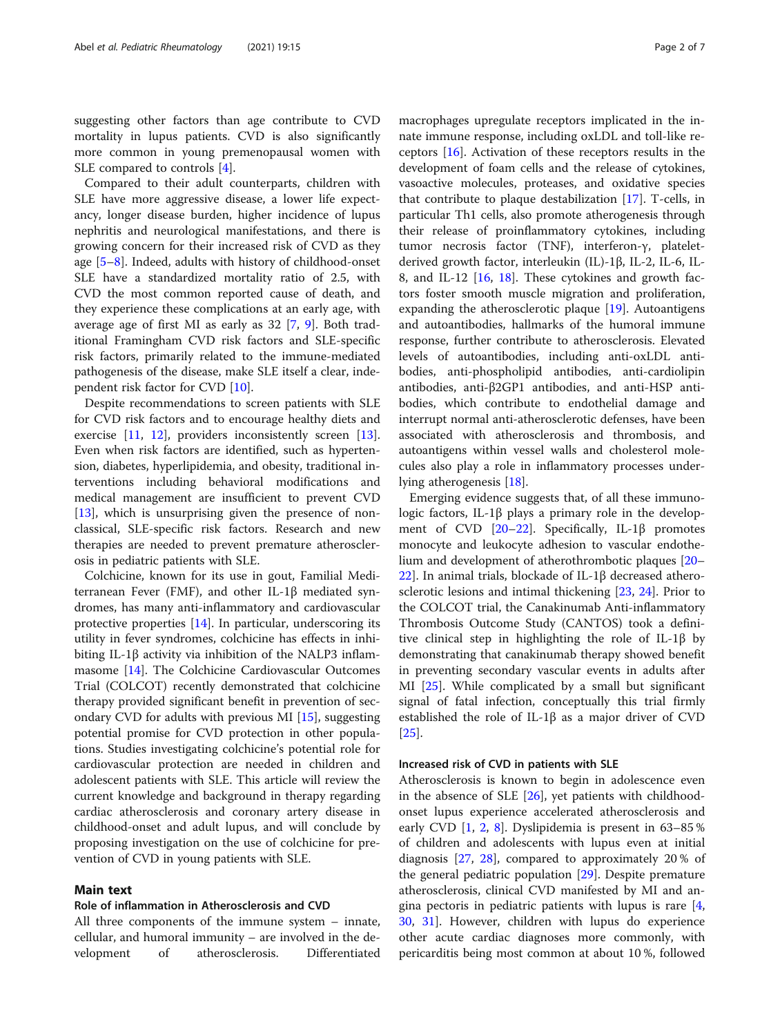suggesting other factors than age contribute to CVD mortality in lupus patients. CVD is also significantly more common in young premenopausal women with SLE compared to controls [4].

Compared to their adult counterparts, children with SLE have more aggressive disease, a lower life expectancy, longer disease burden, higher incidence of lupus nephritis and neurological manifestations, and there is growing concern for their increased risk of CVD as they age [5–8]. Indeed, adults with history of childhood-onset SLE have a standardized mortality ratio of 2.5, with CVD the most common reported cause of death, and they experience these complications at an early age, with average age of first MI as early as 32 [7, 9]. Both traditional Framingham CVD risk factors and SLE-specific risk factors, primarily related to the immune-mediated pathogenesis of the disease, make SLE itself a clear, independent risk factor for CVD [10].

Despite recommendations to screen patients with SLE for CVD risk factors and to encourage healthy diets and exercise [11, 12], providers inconsistently screen [13]. Even when risk factors are identified, such as hypertension, diabetes, hyperlipidemia, and obesity, traditional interventions including behavioral modifications and medical management are insufficient to prevent CVD [13], which is unsurprising given the presence of non-classical, SLE-specific risk factors. Research and new therapies are needed to prevent premature atherosclerosis in pediatric patients with SLE.

Colchicine, known for its use in gout, Familial Mediterranean Fever (FMF), and other IL-1β mediated syndromes, has many anti-inflammatory and cardiovascular protective properties [14]. In particular, underscoring its utility in fever syndromes, colchicine has effects in inhibiting IL-1β activity via inhibition of the NALP3 inflammasome [14]. The Colchicine Cardiovascular Outcomes Trial (COLCOT) recently demonstrated that colchicine therapy provided significant benefit in prevention of secondary CVD for adults with previous MI [15], suggesting potential promise for CVD protection in other populations. Studies investigating colchicine's potential role for cardiovascular protection are needed in children and adolescent patients with SLE. This article will review the current knowledge and background in therapy regarding cardiac atherosclerosis and coronary artery disease in childhood-onset and adult lupus, and will conclude by proposing investigation on the use of colchicine for prevention of CVD in young patients with SLE.

## Main text

### Role of inflammation in Atherosclerosis and CVD

All three components of the immune system – innate, cellular, and humoral immunity – are involved in the development of atherosclerosis. Differentiated macrophages upregulate receptors implicated in the innate immune response, including oxLDL and toll-like receptors [16]. Activation of these receptors results in the development of foam cells and the release of cytokines, vasoactive molecules, proteases, and oxidative species that contribute to plaque destabilization [17]. T-cells, in particular Th1 cells, also promote atherogenesis through their release of proinflammatory cytokines, including tumor necrosis factor (TNF), interferon-γ, platelet-derived growth factor, interleukin (IL)-1β, IL-2, IL-6, IL-8, and IL-12 [16, 18]. These cytokines and growth factors foster smooth muscle migration and proliferation, expanding the atherosclerotic plaque [19]. Autoantigens and autoantibodies, hallmarks of the humoral immune response, further contribute to atherosclerosis. Elevated levels of autoantibodies, including anti-oxLDL antibodies, anti-phospholipid antibodies, anti-cardiolipin antibodies, anti-β2GP1 antibodies, and anti-HSP antibodies, which contribute to endothelial damage and interrupt normal anti-atherosclerotic defenses, have been associated with atherosclerosis and thrombosis, and autoantigens within vessel walls and cholesterol molecules also play a role in inflammatory processes underlying atherogenesis [18].

Emerging evidence suggests that, of all these immunologic factors, IL-1β plays a primary role in the development of CVD [20–22]. Specifically, IL-1β promotes monocyte and leukocyte adhesion to vascular endothelium and development of atherothrombotic plaques [20–22]. In animal trials, blockade of IL-1β decreased atherosclerotic lesions and intimal thickening [23, 24]. Prior to the COLCOT trial, the Canakinumab Anti-inflammatory Thrombosis Study Outcome Study (CANTOS) took a definitive clinical step in highlighting the role of IL-1β by demonstrating that canakinumab therapy showed benefit in preventing secondary vascular events in adults after MI [25]. While complicated by a small but significant signal of fatal infection, conceptually this trial firmly established the role of IL-1β as a major driver of CVD [25].

### Increased risk of CVD in patients with SLE

Atherosclerosis is known to begin in adolescence even in the absence of SLE [26], yet patients with childhood-onset lupus experience accelerated atherosclerosis and early CVD [1, 2, 8]. Dyslipidemia is present in 63–85 % of children and adolescents with lupus even at initial diagnosis [27, 28], compared to approximately 20 % of the general pediatric population [29]. Despite premature atherosclerosis, clinical CVD manifested by MI and angina pectoris in pediatric patients with lupus is rare [4, 30, 31]. However, children with lupus do experience other acute cardiac diagnoses more commonly, with pericarditis being most common at about 10 %, followed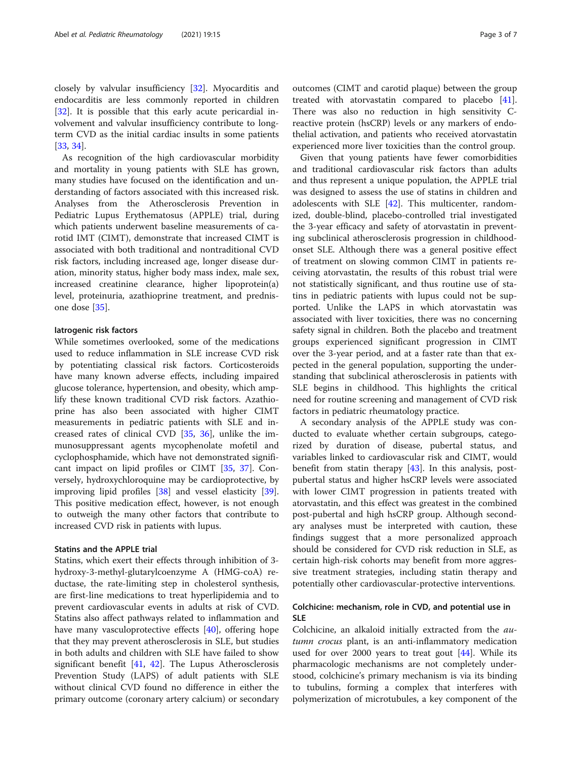closely by valvular insufficiency [32]. Myocarditis and endocarditis are less commonly reported in children [32]. It is possible that this early acute pericardial involvement and valvular insufficiency contribute to long-term CVD as the initial cardiac insults in some patients [33, 34].

As recognition of the high cardiovascular morbidity and mortality in young patients with SLE has grown, many studies have focused on the identification and understanding of factors associated with this increased risk. Analyses from the Atherosclerosis Prevention in Pediatric Lupus Erythematosus (APPLE) trial, during which patients underwent baseline measurements of carotid IMT (CIMT), demonstrate that increased CIMT is associated with both traditional and nontraditional CVD risk factors, including increased age, longer disease duration, minority status, higher body mass index, male sex, increased creatinine clearance, higher lipoprotein(a) level, proteinuria, azathioprine treatment, and prednisone dose [35].

#### Iatrogenic risk factors

While sometimes overlooked, some of the medications used to reduce inflammation in SLE increase CVD risk by potentiating classical risk factors. Corticosteroids have many known adverse effects, including impaired glucose tolerance, hypertension, and obesity, which amplify these known traditional CVD risk factors. Azathioprine has also been associated with higher CIMT measurements in pediatric patients with SLE and increased rates of clinical CVD [35, 36], unlike the immunosuppressant agents mycophenolate mofetil and cyclophosphamide, which have not demonstrated significant impact on lipid profiles or CIMT [35, 37]. Conversely, hydroxychloroquine may be cardioprotective, by improving lipid profiles [38] and vessel elasticity [39]. This positive medication effect, however, is not enough to outweigh the many other factors that contribute to increased CVD risk in patients with lupus.

#### Statins and the APPLE trial

Statins, which exert their effects through inhibition of 3-hydroxy-3-methyl-glutarylcoenzyme A (HMG-coA) reductase, the rate-limiting step in cholesterol synthesis, are first-line medications to treat hyperlipidemia and to prevent cardiovascular events in adults at risk of CVD. Statins also affect pathways related to inflammation and have many vasculoprotective effects [40], offering hope that they may prevent atherosclerosis in SLE, but studies in both adults and children with SLE have failed to show significant benefit [41, 42]. The Lupus Atherosclerosis Prevention Study (LAPS) of adult patients with SLE without clinical CVD found no difference in either the primary outcome (coronary artery calcium) or secondary outcomes (CIMT and carotid plaque) between the group treated with atorvastatin compared to placebo [41]. There was also no reduction in high sensitivity C-reactive protein (hsCRP) levels or any markers of endothelial activation, and patients who received atorvastatin experienced more liver toxicities than the control group.

Given that young patients have fewer comorbidities and traditional cardiovascular risk factors than adults and thus represent a unique population, the APPLE trial was designed to assess the use of statins in children and adolescents with SLE [42]. This multicenter, randomized, double-blind, placebo-controlled trial investigated the 3-year efficacy and safety of atorvastatin in preventing subclinical atherosclerosis progression in childhood-onset SLE. Although there was a general positive effect of treatment on slowing common CIMT in patients receiving atorvastatin, the results of this robust trial were not statistically significant, and thus routine use of statins in pediatric patients with lupus could not be supported. Unlike the LAPS in which atorvastatin was associated with liver toxicities, there was no concerning safety signal in children. Both the placebo and treatment groups experienced significant progression in CIMT over the 3-year period, and at a faster rate than that expected in the general population, supporting the understanding that subclinical atherosclerosis in patients with SLE begins in childhood. This highlights the critical need for routine screening and management of CVD risk factors in pediatric rheumatology practice.

A secondary analysis of the APPLE study was conducted to evaluate whether certain subgroups, categorized by duration of disease, pubertal status, and variables linked to cardiovascular risk and CIMT, would benefit from statin therapy [43]. In this analysis, post-pubertal status and higher hsCRP levels were associated with lower CIMT progression in patients treated with atorvastatin, and this effect was greatest in the combined post-pubertal and high hsCRP group. Although secondary analyses must be interpreted with caution, these findings suggest that a more personalized approach should be considered for CVD risk reduction in SLE, as certain high-risk cohorts may benefit from more aggressive treatment strategies, including statin therapy and potentially other cardiovascular-protective interventions.

### Colchicine: mechanism, role in CVD, and potential use in SLE

Colchicine, an alkaloid initially extracted from the *autumn crocus* plant, is an anti-inflammatory medication used for over 2000 years to treat gout [44]. While its pharmacologic mechanisms are not completely understood, colchicine's primary mechanism is via its binding to tubulins, forming a complex that interferes with polymerization of microtubules, a key component of the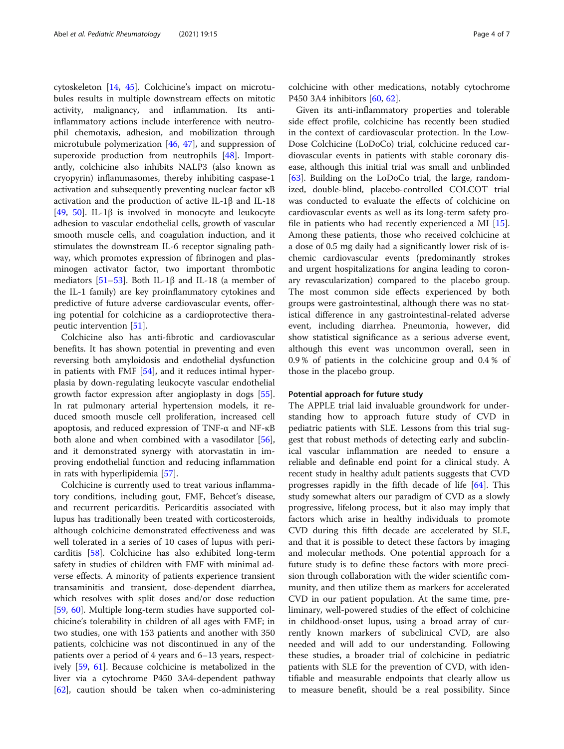cytoskeleton [14, 45]. Colchicine's impact on microtubules results in multiple downstream effects on mitotic activity, malignancy, and inflammation. Its anti-inflammatory actions include interference with neutrophil chemotaxis, adhesion, and mobilization through microtubule polymerization [46, 47], and suppression of superoxide production from neutrophils [48]. Importantly, colchicine also inhibits NALP3 (also known as cryopyrin) inflammasomes, thereby inhibiting caspase-1 activation and subsequently preventing nuclear factor κB activation and the production of active IL-1β and IL-18 [49, 50]. IL-1β is involved in monocyte and leukocyte adhesion to vascular endothelial cells, growth of vascular smooth muscle cells, and coagulation induction, and it stimulates the downstream IL-6 receptor signaling pathway, which promotes expression of fibrinogen and plasminogen activator factor, two important thrombotic mediators [51–53]. Both IL-1β and IL-18 (a member of the IL-1 family) are key proinflammatory cytokines and predictive of future adverse cardiovascular events, offering potential for colchicine as a cardioprotective therapeutic intervention [51].

Colchicine also has anti-fibrotic and cardiovascular benefits. It has shown potential in preventing and even reversing both amyloidosis and endothelial dysfunction in patients with FMF [54], and it reduces intimal hyperplasia by down-regulating leukocyte vascular endothelial growth factor expression after angioplasty in dogs [55]. In rat pulmonary arterial hypertension models, it reduced smooth muscle cell proliferation, increased cell apoptosis, and reduced expression of TNF-α and NF-κB both alone and when combined with a vasodilator [56], and it demonstrated synergy with atorvastatin in improving endothelial function and reducing inflammation in rats with hyperlipidemia [57].

Colchicine is currently used to treat various inflammatory conditions, including gout, FMF, Behcet's disease, and recurrent pericarditis. Pericarditis associated with lupus has traditionally been treated with corticosteroids, although colchicine demonstrated effectiveness and was well tolerated in a series of 10 cases of lupus with pericarditis [58]. Colchicine has also exhibited long-term safety in studies of children with FMF with minimal adverse effects. A minority of patients experience transient transaminitis and transient, dose-dependent diarrhea, which resolves with split doses and/or dose reduction [59, 60]. Multiple long-term studies have supported colchicine's tolerability in children of all ages with FMF; in two studies, one with 153 patients and another with 350 patients, colchicine was not discontinued in any of the patients over a period of 4 years and 6–13 years, respectively [59, 61]. Because colchicine is metabolized in the liver via a cytochrome P450 3A4-dependent pathway [62], caution should be taken when co-administering colchicine with other medications, notably cytochrome P450 3A4 inhibitors [60, 62].

Given its anti-inflammatory properties and tolerable side effect profile, colchicine has recently been studied in the context of cardiovascular protection. In the Low-Dose Colchicine (LoDoCo) trial, colchicine reduced cardiovascular events in patients with stable coronary disease, although this initial trial was small and unblinded [63]. Building on the LoDoCo trial, the large, randomized, double-blind, placebo-controlled COLCOT trial was conducted to evaluate the effects of colchicine on cardiovascular events as well as its long-term safety profile in patients who had recently experienced a MI [15]. Among these patients, those who received colchicine at a dose of 0.5 mg daily had a significantly lower risk of ischemic cardiovascular events (predominantly strokes and urgent hospitalizations for angina leading to coronary revascularization) compared to the placebo group. The most common side effects experienced by both groups were gastrointestinal, although there was no statistical difference in any gastrointestinal-related adverse event, including diarrhea. Pneumonia, however, did show statistical significance as a serious adverse event, although this event was uncommon overall, seen in 0.9 % of patients in the colchicine group and 0.4 % of those in the placebo group.

### Potential approach for future study

The APPLE trial laid invaluable groundwork for understanding how to approach future study of CVD in pediatric patients with SLE. Lessons from this trial suggest that robust methods of detecting early and subclinical vascular inflammation are needed to ensure a reliable and definable end point for a clinical study. A recent study in healthy adult patients suggests that CVD progresses rapidly in the fifth decade of life [64]. This study somewhat alters our paradigm of CVD as a slowly progressive, lifelong process, but it also may imply that factors which arise in healthy individuals to promote CVD during this fifth decade are accelerated by SLE, and that it is possible to detect these factors by imaging and molecular methods. One potential approach for a future study is to define these factors with more precision through collaboration with the wider scientific community, and then utilize them as markers for accelerated CVD in our patient population. At the same time, preliminary, well-powered studies of the effect of colchicine in childhood-onset lupus, using a broad array of currently known markers of subclinical CVD, are also needed and will add to our understanding. Following these studies, a broader trial of colchicine in pediatric patients with SLE for the prevention of CVD, with identifiable and measurable endpoints that clearly allow us to measure benefit, should be a real possibility. Since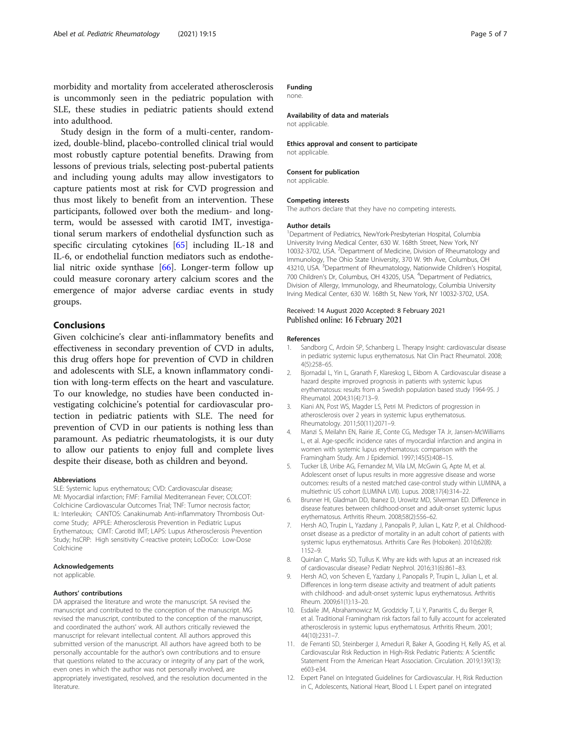morbidity and mortality from accelerated atherosclerosis is uncommonly seen in the pediatric population with SLE, these studies in pediatric patients should extend into adulthood.

Study design in the form of a multi-center, randomized, double-blind, placebo-controlled clinical trial would most robustly capture potential benefits. Drawing from lessons of previous trials, selecting post-pubertal patients and including young adults may allow investigators to capture patients most at risk for CVD progression and thus most likely to benefit from an intervention. These participants, followed over both the medium- and long-term, would be assessed with carotid IMT, investigational serum markers of endothelial dysfunction such as specific circulating cytokines [65] including IL-18 and IL-6, or endothelial function mediators such as endothelial nitric oxide synthase [66]. Longer-term follow up could measure coronary artery calcium scores and the emergence of major adverse cardiac events in study groups.

## Conclusions

Given colchicine's clear anti-inflammatory benefits and effectiveness in secondary prevention of CVD in adults, this drug offers hope for prevention of CVD in children and adolescents with SLE, a known inflammatory condition with long-term effects on the heart and vasculature. To our knowledge, no studies have been conducted investigating colchicine's potential for cardiovascular protection in pediatric patients with SLE. The need for prevention of CVD in our patients is nothing less than paramount. As pediatric rheumatologists, it is our duty to allow our patients to enjoy full and complete lives despite their disease, both as children and beyond.

#### Abbreviations

SLE: Systemic lupus erythematosus; CVD: Cardiovascular disease; MI: Myocardial infarction; FMF: Familial Mediterranean Fever; COLCOT: Colchicine Cardiovascular Outcomes Trial; TNF: Tumor necrosis factor; IL: Interleukin; CANTOS: Canakinumab Anti-inflammatory Thrombosis Outcome Study; APPLE: Atherosclerosis Prevention in Pediatric Lupus Erythematous; CIMT: Carotid IMT; LAPS: Lupus Atherosclerosis Prevention Study; hsCRP: High sensitivity C-reactive protein; LoDoCo: Low-Dose Colchicine

#### Acknowledgements

not applicable.

#### Authors' contributions

DA appraised the literature and wrote the manuscript. SA revised the manuscript and contributed to the conception of the manuscript. MG revised the manuscript, contributed to the conception of the manuscript, and coordinated the authors' work. All authors critically reviewed the manuscript for relevant intellectual content. All authors approved this submitted version of the manuscript. All authors have agreed both to be personally accountable for the author's own contributions and to ensure that questions related to the accuracy or integrity of any part of the work, even ones in which the author was not personally involved, are appropriately investigated, resolved, and the resolution documented in the literature.

#### Funding

none.

#### Availability of data and materials

not applicable.

#### Ethics approval and consent to participate

not applicable.

#### Consent for publication

not applicable.

#### Competing interests

The authors declare that they have no competing interests.

#### Author details

[1]Department of Pediatrics, NewYork-Presbyterian Hospital, Columbia University Irving Medical Center, 630 W. 168th Street, New York, NY 10032-3702, USA. [2]Department of Medicine, Division of Rheumatology and Immunology, The Ohio State University, 370 W. 9th Ave, Columbus, OH 43210, USA. [3]Department of Rheumatology, Nationwide Children's Hospital, 700 Children's Dr, Columbus, OH 43205, USA. [4]Department of Pediatrics, Division of Allergy, Immunology, and Rheumatology, Columbia University Irving Medical Center, 630 W. 168th St, New York, NY 10032-3702, USA.

Received: 14 August 2020 Accepted: 8 February 2021
Published online: 16 February 2021

#### References

1. Sandborg C, Ardoin SP, Schanberg L. Therapy Insight: cardiovascular disease in pediatric systemic lupus erythematosus. Nat Clin Pract Rheumatol. 2008; 4(5):258–65.
2. Bjornadal L, Yin L, Granath F, Klareskog L, Ekbom A. Cardiovascular disease a hazard despite improved prognosis in patients with systemic lupus erythematosus: results from a Swedish population based study 1964-95. J Rheumatol. 2004;31(4):713–9.
3. Kiani AN, Post WS, Magder LS, Petri M. Predictors of progression in atherosclerosis over 2 years in systemic lupus erythematosus. Rheumatology. 2011;50(11):2071–9.
4. Manzi S, Meilahn EN, Rairie JE, Conte CG, Medsger TA Jr, Jansen-McWilliams L, et al. Age-specific incidence rates of myocardial infarction and angina in women with systemic lupus erythematosus: comparison with the Framingham Study. Am J Epidemiol. 1997;145(5):408–15.
5. Tucker LB, Uribe AG, Fernandez M, Vila LM, McGwin G, Apte M, et al. Adolescent onset of lupus results in more aggressive disease and worse outcomes: results of a nested matched case-control study within LUMINA, a multiethnic US cohort (LUMINA LVII). Lupus. 2008;17(4):314–22.
6. Brunner HI, Gladman DD, Ibanez D, Urowitz MD, Silverman ED. Difference in disease features between childhood-onset and adult-onset systemic lupus erythematosus. Arthritis Rheum. 2008;58(2):556–62.
7. Hersh AO, Trupin L, Yazdany J, Panopalis P, Julian L, Katz P, et al. Childhood-onset disease as a predictor of mortality in an adult cohort of patients with systemic lupus erythematosus. Arthritis Care Res (Hoboken). 2010;62(8): 1152–9.
8. Quinlan C, Marks SD, Tullus K. Why are kids with lupus at an increased risk of cardiovascular disease? Pediatr Nephrol. 2016;31(6):861–83.
9. Hersh AO, von Scheven E, Yazdany J, Panopalis P, Trupin L, Julian L, et al. Differences in long-term disease activity and treatment of adult patients with childhood- and adult-onset systemic lupus erythematosus. Arthritis Rheum. 2009;61(1):13–20.
10. Esdaile JM, Abrahamowicz M, Grodzicky T, Li Y, Panaritis C, du Berger R, et al. Traditional Framingham risk factors fail to fully account for accelerated atherosclerosis in systemic lupus erythematosus. Arthritis Rheum. 2001; 44(10):2331–7.
11. de Ferranti SD, Steinberger J, Ameduri R, Baker A, Gooding H, Kelly AS, et al. Cardiovascular Risk Reduction in High-Risk Pediatric Patients: A Scientific Statement From the American Heart Association. Circulation. 2019;139(13): e603-e34.
12. Expert Panel on Integrated Guidelines for Cardiovascular. H, Risk Reduction in C, Adolescents, National Heart, Blood L I. Expert panel on integrated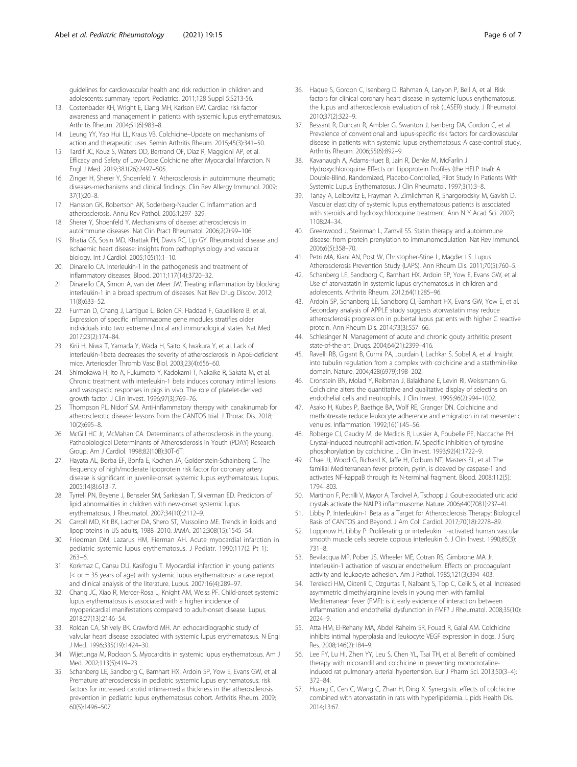guidelines for cardiovascular health and risk reduction in children and adolescents: summary report. Pediatrics. 2011;128 Suppl 5:S213-56.

13. Costenbader KH, Wright E, Liang MH, Karlson EW. Cardiac risk factor awareness and management in patients with systemic lupus erythematosus. Arthritis Rheum. 2004;51(6):983–8.
14. Leung YY, Yao Hui LL, Kraus VB. Colchicine–Update on mechanisms of action and therapeutic uses. Semin Arthritis Rheum. 2015;45(3):341–50.
15. Tardif JC, Kouz S, Waters DD, Bertrand OF, Diaz R, Maggioni AP, et al. Efficacy and Safety of Low-Dose Colchicine after Myocardial Infarction. N Engl J Med. 2019;381(26):2497–505.
16. Zinger H, Sherer Y, Shoenfeld Y. Atherosclerosis in autoimmune rheumatic diseases-mechanisms and clinical findings. Clin Rev Allergy Immunol. 2009;37(1):20–8.
17. Hansson GK, Robertson AK, Soderberg-Naucler C. Inflammation and atherosclerosis. Annu Rev Pathol. 2006;1:297–329.
18. Sherer Y, Shoenfeld Y. Mechanisms of disease: atherosclerosis in autoimmune diseases. Nat Clin Pract Rheumatol. 2006;2(2):99–106.
19. Bhatia GS, Sosin MD, Khattak FH, Davis RC, Lip GY. Rheumatoid disease and ischaemic heart disease: insights from pathophysiology and vascular biology. Int J Cardiol. 2005;105(1):1–10.
20. Dinarello CA. Interleukin-1 in the pathogenesis and treatment of inflammatory diseases. Blood. 2011;117(14):3720–32.
21. Dinarello CA, Simon A, van der Meer JW. Treating inflammation by blocking interleukin-1 in a broad spectrum of diseases. Nat Rev Drug Discov. 2012;11(8):633–52.
22. Furman D, Chang J, Lartigue L, Bolen CR, Haddad F, Gaudilliere B, et al. Expression of specific inflammasome gene modules stratifies older individuals into two extreme clinical and immunological states. Nat Med. 2017;23(2):174–84.
23. Kirii H, Niwa T, Yamada Y, Wada H, Saito K, Iwakura Y, et al. Lack of interleukin-1beta decreases the severity of atherosclerosis in ApoE-deficient mice. Arterioscler Thromb Vasc Biol. 2003;23(4):656–60.
24. Shimokawa H, Ito A, Fukumoto Y, Kadokami T, Nakaike R, Sakata M, et al. Chronic treatment with interleukin-1 beta induces coronary intimal lesions and vasospastic responses in pigs in vivo. The role of platelet-derived growth factor. J Clin Invest. 1996;97(3):769–76.
25. Thompson PL, Nidorf SM. Anti-inflammatory therapy with canakinumab for atherosclerotic disease: lessons from the CANTOS trial. J Thorac Dis. 2018;10(2):695–8.
26. McGill HC Jr, McMahan CA. Determinants of atherosclerosis in the young. Pathobiological Determinants of Atherosclerosis in Youth (PDAY) Research Group. Am J Cardiol. 1998;82(10B):30T-6T.
27. Hayata AL, Borba EF, Bonfa E, Kochen JA, Goldenstein-Schainberg C. The frequency of high/moderate lipoprotein risk factor for coronary artery disease is significant in juvenile-onset systemic lupus erythematosus. Lupus. 2005;14(8):613–7.
28. Tyrrell PN, Beyene J, Benseler SM, Sarkissian T, Silverman ED. Predictors of lipid abnormalities in children with new-onset systemic lupus erythematosus. J Rheumatol. 2007;34(10):2112–9.
29. Carroll MD, Kit BK, Lacher DA, Shero ST, Mussolino ME. Trends in lipids and lipoproteins in US adults, 1988–2010. JAMA. 2012;308(15):1545–54.
30. Friedman DM, Lazarus HM, Fierman AH. Acute myocardial infarction in pediatric systemic lupus erythematosus. J Pediatr. 1990;117(2 Pt 1):263–6.
31. Korkmaz C, Cansu DU, Kasifoglu T. Myocardial infarction in young patients (< or = 35 years of age) with systemic lupus erythematosus: a case report and clinical analysis of the literature. Lupus. 2007;16(4):289–97.
32. Chang JC, Xiao R, Mercer-Rosa L, Knight AM, Weiss PF. Child-onset systemic lupus erythematosus is associated with a higher incidence of myopericardial manifestations compared to adult-onset disease. Lupus. 2018;27(13):2146–54.
33. Roldan CA, Shively BK, Crawford MH. An echocardiographic study of valvular heart disease associated with systemic lupus erythematosus. N Engl J Med. 1996;335(19):1424–30.
34. Wijetunga M, Rockson S. Myocarditis in systemic lupus erythematosus. Am J Med. 2002;113(5):419–23.
35. Schanberg LE, Sandborg C, Barnhart HX, Ardoin SP, Yow E, Evans GW, et al. Premature atherosclerosis in pediatric systemic lupus erythematosus: risk factors for increased carotid intima-media thickness in the atherosclerosis prevention in pediatric lupus erythematosus cohort. Arthritis Rheum. 2009;60(5):1496–507.
36. Haque S, Gordon C, Isenberg D, Rahman A, Lanyon P, Bell A, et al. Risk factors for clinical coronary heart disease in systemic lupus erythematosus: the lupus and atherosclerosis evaluation of risk (LASER) study. J Rheumatol. 2010;37(2):322–9.
37. Bessant R, Duncan R, Ambler G, Swanton J, Isenberg DA, Gordon C, et al. Prevalence of conventional and lupus-specific risk factors for cardiovascular disease in patients with systemic lupus erythematosus: A case-control study. Arthritis Rheum. 2006;55(6):892–9.
38. Kavanaugh A, Adams-Huet B, Jain R, Denke M, McFarlin J. Hydroxychloroquine Effects on Lipoprotein Profiles (the HELP trial): A Double-Blind, Randomized, Placebo-Controlled, Pilot Study In Patients With Systemic Lupus Erythematosus. J Clin Rheumatol. 1997;3(1):3–8.
39. Tanay A, Leibovitz E, Frayman A, Zimlichman R, Shargorodsky M, Gavish D. Vascular elasticity of systemic lupus erythematosus patients is associated with steroids and hydroxychloroquine treatment. Ann N Y Acad Sci. 2007;1108:24–34.
40. Greenwood J, Steinman L, Zamvil SS. Statin therapy and autoimmune disease: from protein prenylation to immunomodulation. Nat Rev Immunol. 2006;6(5):358–70.
41. Petri MA, Kiani AN, Post W, Christopher-Stine L, Magder LS. Lupus Atherosclerosis Prevention Study (LAPS). Ann Rheum Dis. 2011;70(5):760–5.
42. Schanberg LE, Sandborg C, Barnhart HX, Ardoin SP, Yow E, Evans GW, et al. Use of atorvastatin in systemic lupus erythematosus in children and adolescents. Arthritis Rheum. 2012;64(1):285–96.
43. Ardoin SP, Schanberg LE, Sandborg CI, Barnhart HX, Evans GW, Yow E, et al. Secondary analysis of APPLE study suggests atorvastatin may reduce atherosclerosis progression in pubertal lupus patients with higher C reactive protein. Ann Rheum Dis. 2014;73(3):557–66.
44. Schlesinger N. Management of acute and chronic gouty arthritis: present state-of-the-art. Drugs. 2004;64(21):2399–416.
45. Ravelli RB, Gigant B, Curmi PA, Jourdain I, Lachkar S, Sobel A, et al. Insight into tubulin regulation from a complex with colchicine and a stathmin-like domain. Nature. 2004;428(6979):198–202.
46. Cronstein BN, Molad Y, Reibman J, Balakhane E, Levin RI, Weissmann G. Colchicine alters the quantitative and qualitative display of selectins on endothelial cells and neutrophils. J Clin Invest. 1995;96(2):994–1002.
47. Asako H, Kubes P, Baethge BA, Wolf RE, Granger DN. Colchicine and methotrexate reduce leukocyte adherence and emigration in rat mesenteric venules. Inflammation. 1992;16(1):45–56.
48. Roberge CJ, Gaudry M, de Medicis R, Lussier A, Poubelle PE, Naccache PH. Crystal-induced neutrophil activation. IV. Specific inhibition of tyrosine phosphorylation by colchicine. J Clin Invest. 1993;92(4):1722–9.
49. Chae JJ, Wood G, Richard K, Jaffe H, Colburn NT, Masters SL, et al. The familial Mediterranean fever protein, pyrin, is cleaved by caspase-1 and activates NF-kappaB through its N-terminal fragment. Blood. 2008;112(5):1794–803.
50. Martinon F, Petrilli V, Mayor A, Tardivel A, Tschopp J. Gout-associated uric acid crystals activate the NALP3 inflammasome. Nature. 2006;440(7081):237–41.
51. Libby P. Interleukin-1 Beta as a Target for Atherosclerosis Therapy: Biological Basis of CANTOS and Beyond. J Am Coll Cardiol. 2017;70(18):2278–89.
52. Loppnow H, Libby P. Proliferating or interleukin 1-activated human vascular smooth muscle cells secrete copious interleukin 6. J Clin Invest. 1990;85(3):731–8.
53. Bevilacqua MP, Pober JS, Wheeler ME, Cotran RS, Gimbrone MA Jr. Interleukin-1 activation of vascular endothelium. Effects on procoagulant activity and leukocyte adhesion. Am J Pathol. 1985;121(3):394–403.
54. Terekeci HM, Oktenli C, Ozgurtas T, Nalbant S, Top C, Celik S, et al. Increased asymmetric dimethylarginine levels in young men with familial Mediterranean fever (FMF): is it early evidence of interaction between inflammation and endothelial dysfunction in FMF? J Rheumatol. 2008;35(10):2024–9.
55. Atta HM, El-Rehany MA, Abdel Raheim SR, Fouad R, Galal AM. Colchicine inhibits intimal hyperplasia and leukocyte VEGF expression in dogs. J Surg Res. 2008;146(2):184–9.
56. Lee FY, Lu HI, Zhen YY, Leu S, Chen YL, Tsai TH, et al. Benefit of combined therapy with nicorandil and colchicine in preventing monocrotaline-induced rat pulmonary arterial hypertension. Eur J Pharm Sci. 2013;50(3–4):372–84.
57. Huang C, Cen C, Wang C, Zhan H, Ding X. Synergistic effects of colchicine combined with atorvastatin in rats with hyperlipidemia. Lipids Health Dis. 2014;13:67.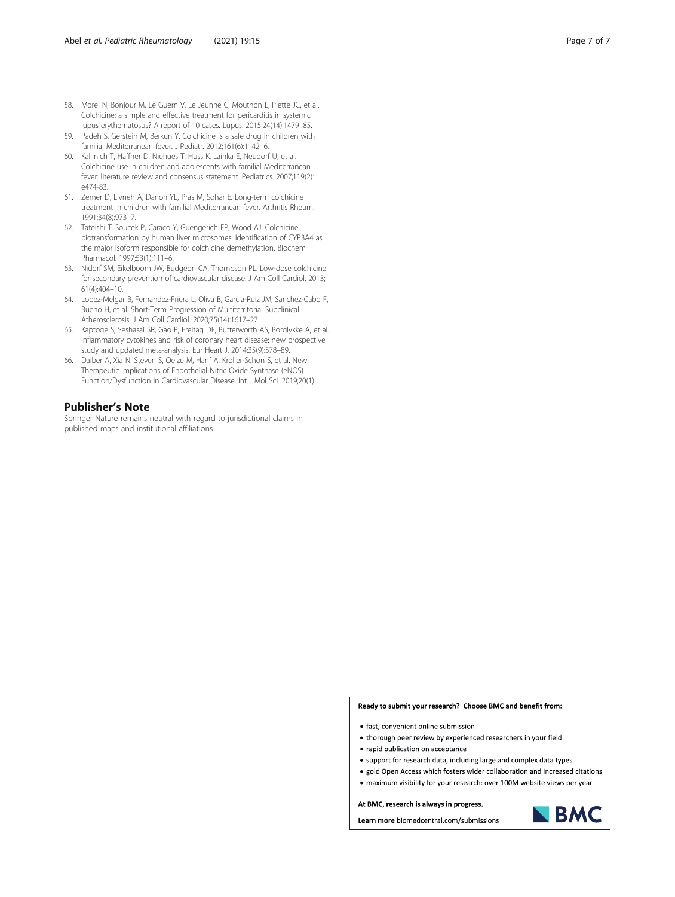58. Morel N, Bonjour M, Le Guern V, Le Jeunne C, Mouthon L, Piette JC, et al. Colchicine: a simple and effective treatment for pericarditis in systemic lupus erythematosus? A report of 10 cases. Lupus. 2015;24(14):1479–85.
59. Padeh S, Gerstein M, Berkun Y. Colchicine is a safe drug in children with familial Mediterranean fever. J Pediatr. 2012;161(6):1142–6.
60. Kallinich T, Haffner D, Niehues T, Huss K, Lainka E, Neudorf U, et al. Colchicine use in children and adolescents with familial Mediterranean fever: literature review and consensus statement. Pediatrics. 2007;119(2): e474-83.
61. Zemer D, Livneh A, Danon YL, Pras M, Sohar E. Long-term colchicine treatment in children with familial Mediterranean fever. Arthritis Rheum. 1991;34(8):973–7.
62. Tateishi T, Soucek P, Caraco Y, Guengerich FP, Wood AJ. Colchicine biotransformation by human liver microsomes. Identification of CYP3A4 as the major isoform responsible for colchicine demethylation. Biochem Pharmacol. 1997;53(1):111–6.
63. Nidorf SM, Eikelboom JW, Budgeon CA, Thompson PL. Low-dose colchicine for secondary prevention of cardiovascular disease. J Am Coll Cardiol. 2013; 61(4):404–10.
64. Lopez-Melgar B, Fernandez-Friera L, Oliva B, Garcia-Ruiz JM, Sanchez-Cabo F, Bueno H, et al. Short-Term Progression of Multiterritorial Subclinical Atherosclerosis. J Am Coll Cardiol. 2020;75(14):1617–27.
65. Kaptoge S, Seshasai SR, Gao P, Freitag DF, Butterworth AS, Borglykke A, et al. Inflammatory cytokines and risk of coronary heart disease: new prospective study and updated meta-analysis. Eur Heart J. 2014;35(9):578–89.
66. Daiber A, Xia N, Steven S, Oelze M, Hanf A, Kroller-Schon S, et al. New Therapeutic Implications of Endothelial Nitric Oxide Synthase (eNOS) Function/Dysfunction in Cardiovascular Disease. Int J Mol Sci. 2019;20(1).

## Publisher's Note

Springer Nature remains neutral with regard to jurisdictional claims in published maps and institutional affiliations.

**Ready to submit your research? Choose BMC and benefit from:**

- fast, convenient online submission
- thorough peer review by experienced researchers in your field
- rapid publication on acceptance
- support for research data, including large and complex data types
- gold Open Access which fosters wider collaboration and increased citations
- maximum visibility for your research: over 100M website views per year

**At BMC, research is always in progress.**

**Learn more** biomedcentral.com/submissions

BMC